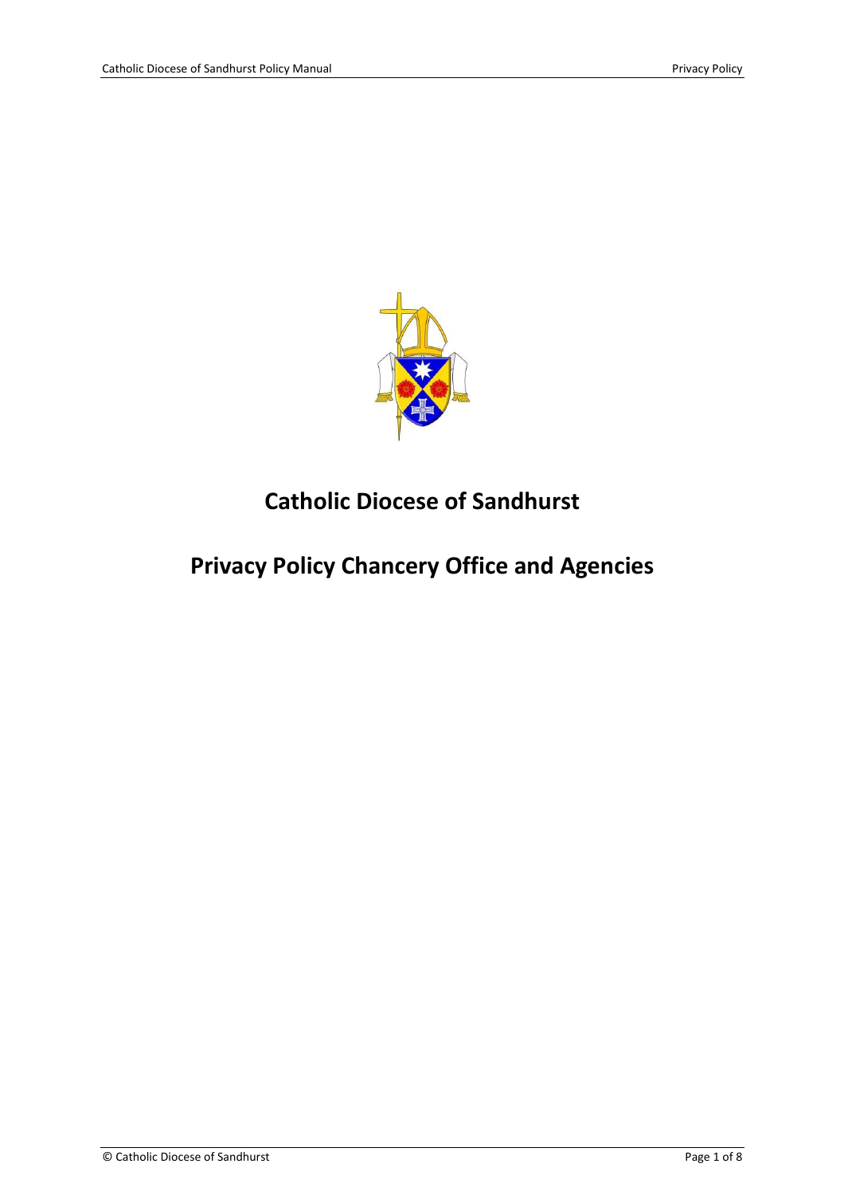# Catholic Diocese of Sandhurst

# Privacy Policy Chancery Office and Agencies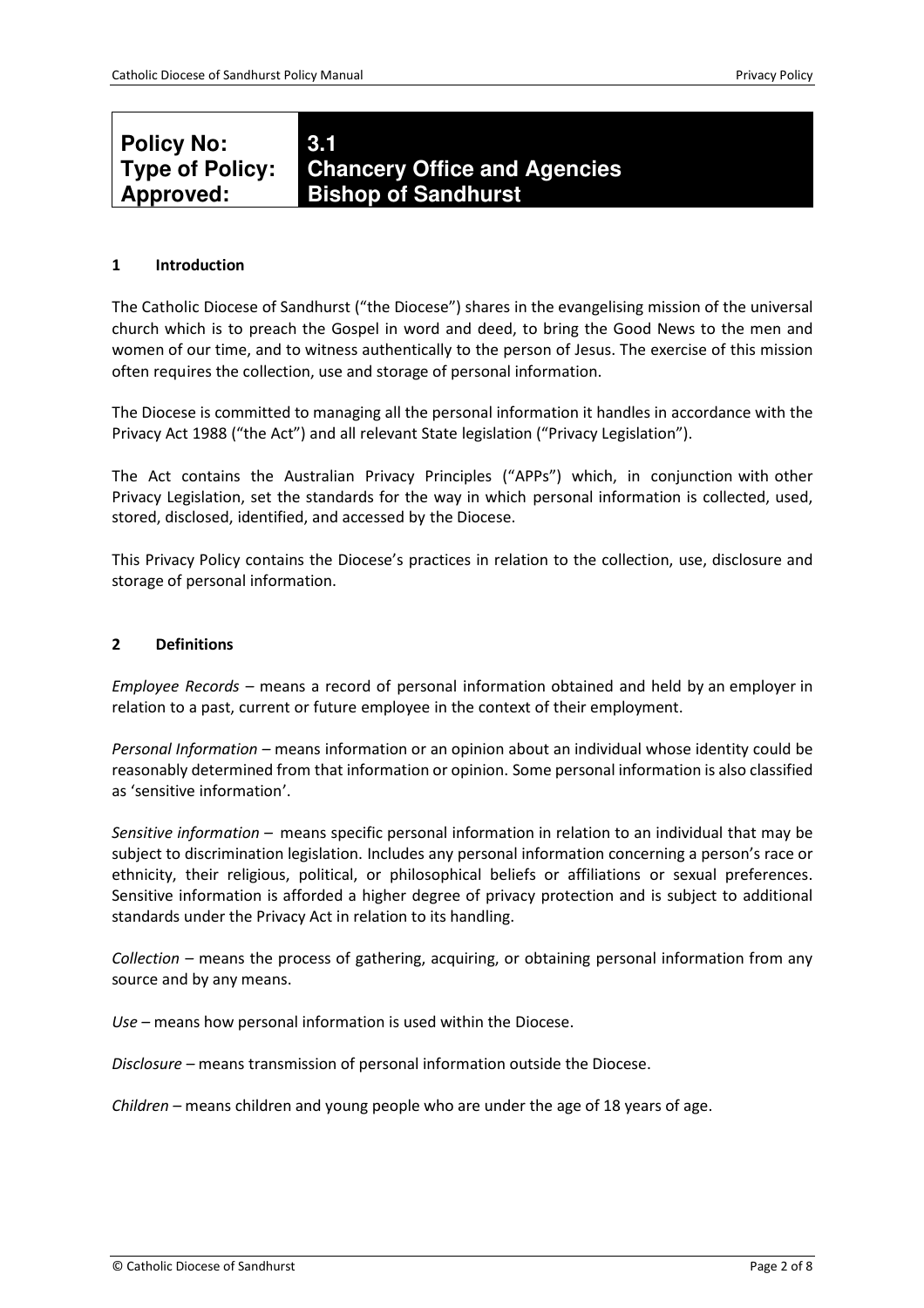| Policy No: | 3.1 |
| --- | --- |
| Type of Policy: | Chancery Office and Agencies |
| Approved: | Bishop of Sandhurst |

## 1 Introduction

The Catholic Diocese of Sandhurst ("the Diocese") shares in the evangelising mission of the universal church which is to preach the Gospel in word and deed, to bring the Good News to the men and women of our time, and to witness authentically to the person of Jesus. The exercise of this mission often requires the collection, use and storage of personal information.

The Diocese is committed to managing all the personal information it handles in accordance with the Privacy Act 1988 ("the Act") and all relevant State legislation ("Privacy Legislation").

The Act contains the Australian Privacy Principles ("APPs") which, in conjunction with other Privacy Legislation, set the standards for the way in which personal information is collected, used, stored, disclosed, identified, and accessed by the Diocese.

This Privacy Policy contains the Diocese's practices in relation to the collection, use, disclosure and storage of personal information.

## 2 Definitions

*Employee Records* – means a record of personal information obtained and held by an employer in relation to a past, current or future employee in the context of their employment.

*Personal Information* – means information or an opinion about an individual whose identity could be reasonably determined from that information or opinion. Some personal information is also classified as 'sensitive information'.

*Sensitive information* – means specific personal information in relation to an individual that may be subject to discrimination legislation. Includes any personal information concerning a person's race or ethnicity, their religious, political, or philosophical beliefs or affiliations or sexual preferences. Sensitive information is afforded a higher degree of privacy protection and is subject to additional standards under the Privacy Act in relation to its handling.

*Collection* – means the process of gathering, acquiring, or obtaining personal information from any source and by any means.

*Use* – means how personal information is used within the Diocese.

*Disclosure* – means transmission of personal information outside the Diocese.

*Children* – means children and young people who are under the age of 18 years of age.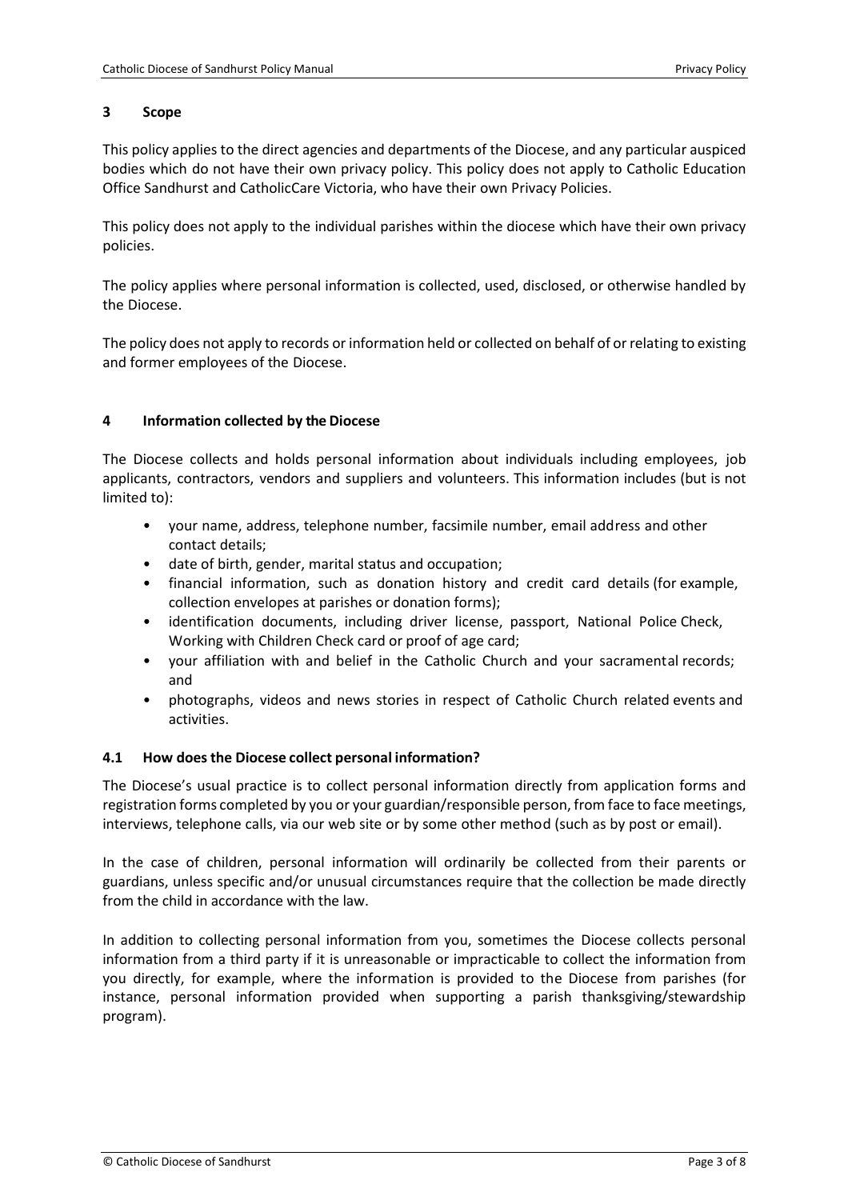## 3 Scope

This policy applies to the direct agencies and departments of the Diocese, and any particular auspiced bodies which do not have their own privacy policy. This policy does not apply to Catholic Education Office Sandhurst and CatholicCare Victoria, who have their own Privacy Policies.

This policy does not apply to the individual parishes within the diocese which have their own privacy policies.

The policy applies where personal information is collected, used, disclosed, or otherwise handled by the Diocese.

The policy does not apply to records or information held or collected on behalf of or relating to existing and former employees of the Diocese.

## 4 Information collected by the Diocese

The Diocese collects and holds personal information about individuals including employees, job applicants, contractors, vendors and suppliers and volunteers. This information includes (but is not limited to):

- your name, address, telephone number, facsimile number, email address and other contact details;
- date of birth, gender, marital status and occupation;
- financial information, such as donation history and credit card details (for example, collection envelopes at parishes or donation forms);
- identification documents, including driver license, passport, National Police Check, Working with Children Check card or proof of age card;
- your affiliation with and belief in the Catholic Church and your sacramental records; and
- photographs, videos and news stories in respect of Catholic Church related events and activities.

### 4.1 How does the Diocese collect personal information?

The Diocese's usual practice is to collect personal information directly from application forms and registration forms completed by you or your guardian/responsible person, from face to face meetings, interviews, telephone calls, via our web site or by some other method (such as by post or email).

In the case of children, personal information will ordinarily be collected from their parents or guardians, unless specific and/or unusual circumstances require that the collection be made directly from the child in accordance with the law.

In addition to collecting personal information from you, sometimes the Diocese collects personal information from a third party if it is unreasonable or impracticable to collect the information from you directly, for example, where the information is provided to the Diocese from parishes (for instance, personal information provided when supporting a parish thanksgiving/stewardship program).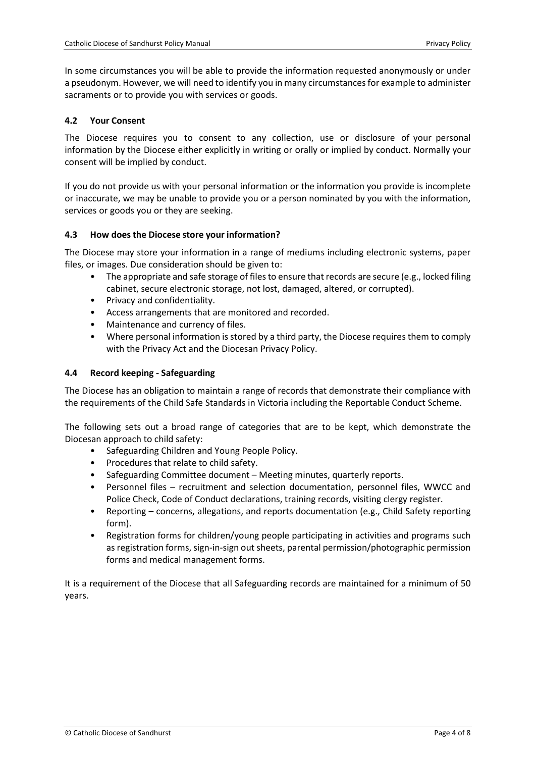In some circumstances you will be able to provide the information requested anonymously or under a pseudonym. However, we will need to identify you in many circumstances for example to administer sacraments or to provide you with services or goods.

### 4.2 Your Consent

The Diocese requires you to consent to any collection, use or disclosure of your personal information by the Diocese either explicitly in writing or orally or implied by conduct. Normally your consent will be implied by conduct.

If you do not provide us with your personal information or the information you provide is incomplete or inaccurate, we may be unable to provide you or a person nominated by you with the information, services or goods you or they are seeking.

### 4.3 How does the Diocese store your information?

The Diocese may store your information in a range of mediums including electronic systems, paper files, or images. Due consideration should be given to:

- The appropriate and safe storage of files to ensure that records are secure (e.g., locked filing cabinet, secure electronic storage, not lost, damaged, altered, or corrupted).
- Privacy and confidentiality.
- Access arrangements that are monitored and recorded.
- Maintenance and currency of files.
- Where personal information is stored by a third party, the Diocese requires them to comply with the Privacy Act and the Diocesan Privacy Policy.

### 4.4 Record keeping - Safeguarding

The Diocese has an obligation to maintain a range of records that demonstrate their compliance with the requirements of the Child Safe Standards in Victoria including the Reportable Conduct Scheme.

The following sets out a broad range of categories that are to be kept, which demonstrate the Diocesan approach to child safety:

- Safeguarding Children and Young People Policy.
- Procedures that relate to child safety.
- Safeguarding Committee document – Meeting minutes, quarterly reports.
- Personnel files – recruitment and selection documentation, personnel files, WWCC and Police Check, Code of Conduct declarations, training records, visiting clergy register.
- Reporting – concerns, allegations, and reports documentation (e.g., Child Safety reporting form).
- Registration forms for children/young people participating in activities and programs such as registration forms, sign-in-sign out sheets, parental permission/photographic permission forms and medical management forms.

It is a requirement of the Diocese that all Safeguarding records are maintained for a minimum of 50 years.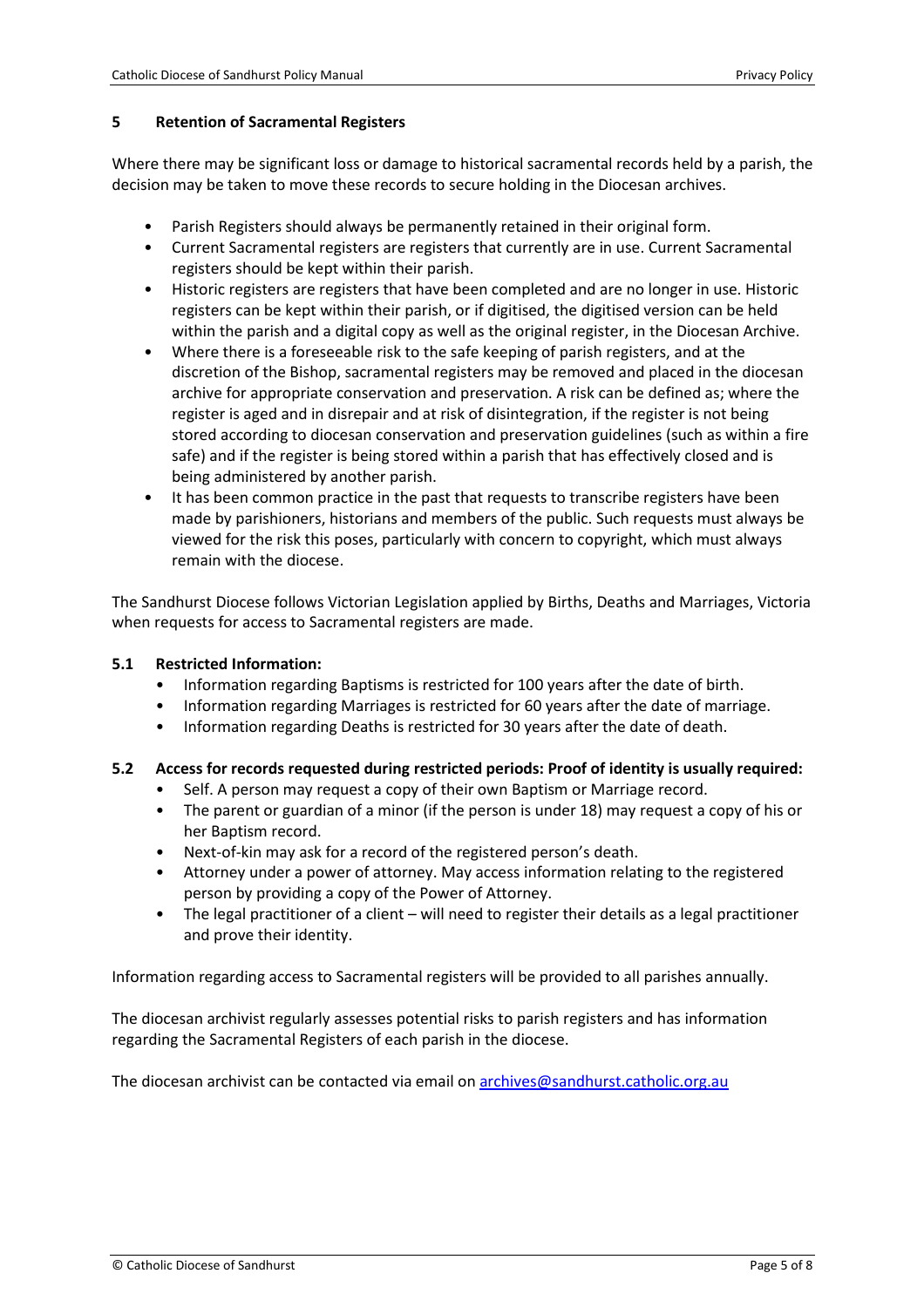## 5 Retention of Sacramental Registers

Where there may be significant loss or damage to historical sacramental records held by a parish, the decision may be taken to move these records to secure holding in the Diocesan archives.

- Parish Registers should always be permanently retained in their original form.
- Current Sacramental registers are registers that currently are in use. Current Sacramental registers should be kept within their parish.
- Historic registers are registers that have been completed and are no longer in use. Historic registers can be kept within their parish, or if digitised, the digitised version can be held within the parish and a digital copy as well as the original register, in the Diocesan Archive.
- Where there is a foreseeable risk to the safe keeping of parish registers, and at the discretion of the Bishop, sacramental registers may be removed and placed in the diocesan archive for appropriate conservation and preservation. A risk can be defined as; where the register is aged and in disrepair and at risk of disintegration, if the register is not being stored according to diocesan conservation and preservation guidelines (such as within a fire safe) and if the register is being stored within a parish that has effectively closed and is being administered by another parish.
- It has been common practice in the past that requests to transcribe registers have been made by parishioners, historians and members of the public. Such requests must always be viewed for the risk this poses, particularly with concern to copyright, which must always remain with the diocese.

The Sandhurst Diocese follows Victorian Legislation applied by Births, Deaths and Marriages, Victoria when requests for access to Sacramental registers are made.

### 5.1 Restricted Information:

- Information regarding Baptisms is restricted for 100 years after the date of birth.
- Information regarding Marriages is restricted for 60 years after the date of marriage.
- Information regarding Deaths is restricted for 30 years after the date of death.

### 5.2 Access for records requested during restricted periods: Proof of identity is usually required:

- Self. A person may request a copy of their own Baptism or Marriage record.
- The parent or guardian of a minor (if the person is under 18) may request a copy of his or her Baptism record.
- Next-of-kin may ask for a record of the registered person's death.
- Attorney under a power of attorney. May access information relating to the registered person by providing a copy of the Power of Attorney.
- The legal practitioner of a client – will need to register their details as a legal practitioner and prove their identity.

Information regarding access to Sacramental registers will be provided to all parishes annually.

The diocesan archivist regularly assesses potential risks to parish registers and has information regarding the Sacramental Registers of each parish in the diocese.

The diocesan archivist can be contacted via email on archives@sandhurst.catholic.org.au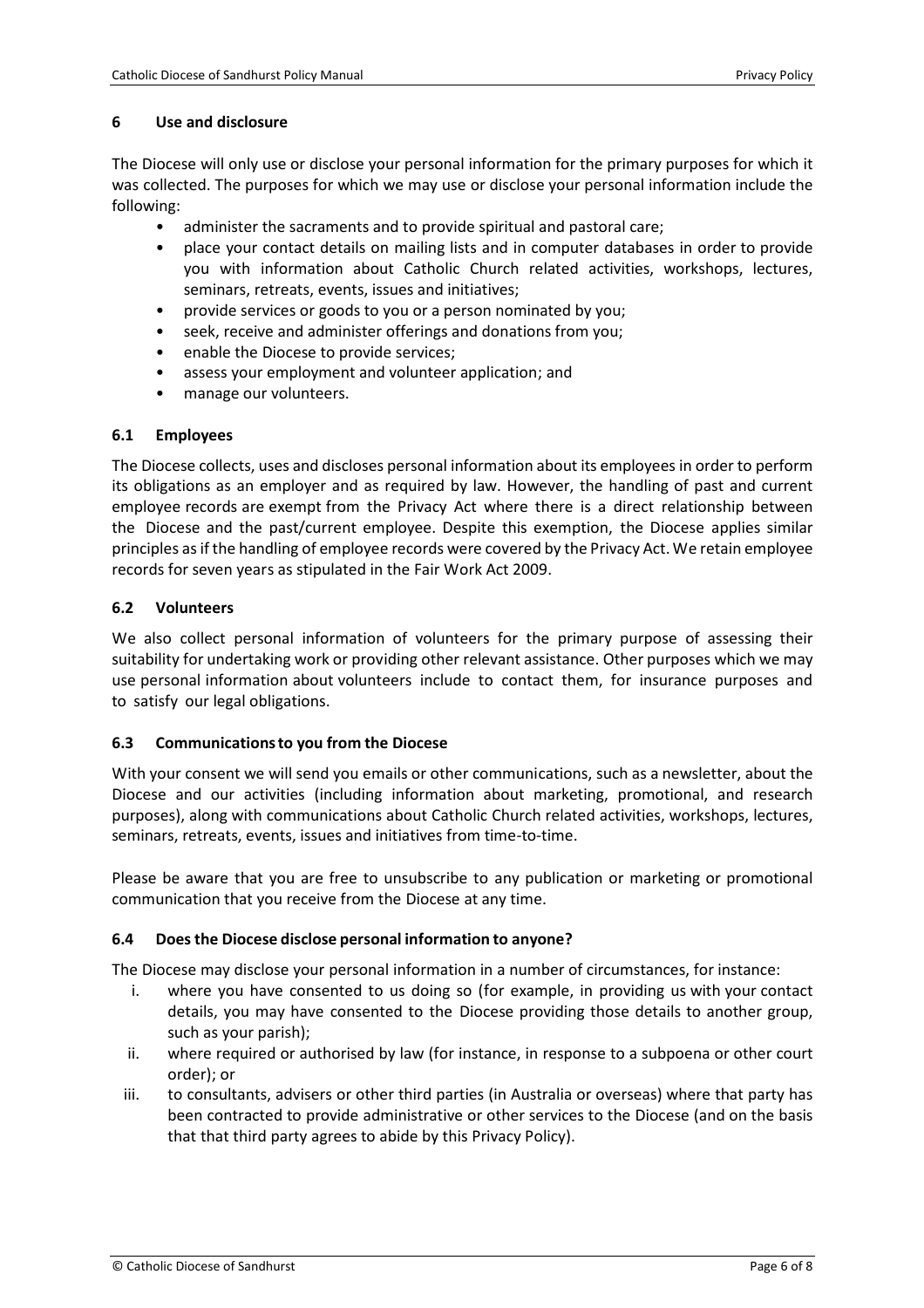## 6 Use and disclosure

The Diocese will only use or disclose your personal information for the primary purposes for which it was collected. The purposes for which we may use or disclose your personal information include the following:

- administer the sacraments and to provide spiritual and pastoral care;
- place your contact details on mailing lists and in computer databases in order to provide you with information about Catholic Church related activities, workshops, lectures, seminars, retreats, events, issues and initiatives;
- provide services or goods to you or a person nominated by you;
- seek, receive and administer offerings and donations from you;
- enable the Diocese to provide services;
- assess your employment and volunteer application; and
- manage our volunteers.

### 6.1 Employees

The Diocese collects, uses and discloses personal information about its employees in order to perform its obligations as an employer and as required by law. However, the handling of past and current employee records are exempt from the Privacy Act where there is a direct relationship between the Diocese and the past/current employee. Despite this exemption, the Diocese applies similar principles as if the handling of employee records were covered by the Privacy Act. We retain employee records for seven years as stipulated in the Fair Work Act 2009.

### 6.2 Volunteers

We also collect personal information of volunteers for the primary purpose of assessing their suitability for undertaking work or providing other relevant assistance. Other purposes which we may use personal information about volunteers include to contact them, for insurance purposes and to satisfy our legal obligations.

### 6.3 Communications to you from the Diocese

With your consent we will send you emails or other communications, such as a newsletter, about the Diocese and our activities (including information about marketing, promotional, and research purposes), along with communications about Catholic Church related activities, workshops, lectures, seminars, retreats, events, issues and initiatives from time-to-time.

Please be aware that you are free to unsubscribe to any publication or marketing or promotional communication that you receive from the Diocese at any time.

### 6.4 Does the Diocese disclose personal information to anyone?

The Diocese may disclose your personal information in a number of circumstances, for instance:

i. where you have consented to us doing so (for example, in providing us with your contact details, you may have consented to the Diocese providing those details to another group, such as your parish);

ii. where required or authorised by law (for instance, in response to a subpoena or other court order); or

iii. to consultants, advisers or other third parties (in Australia or overseas) where that party has been contracted to provide administrative or other services to the Diocese (and on the basis that that third party agrees to abide by this Privacy Policy).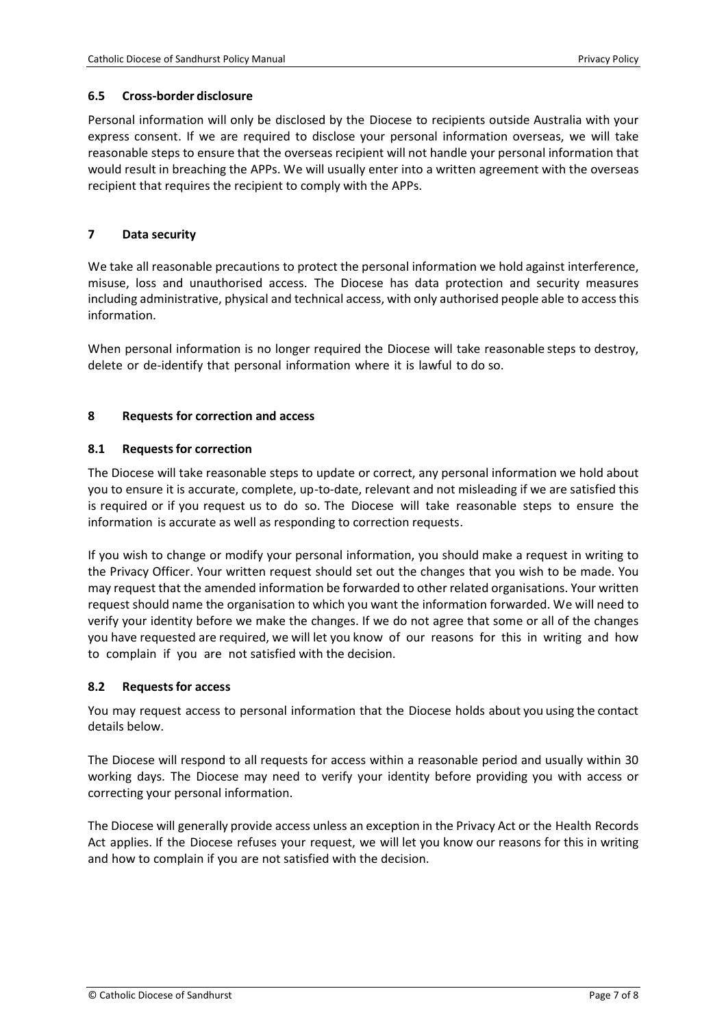### 6.5 Cross-border disclosure

Personal information will only be disclosed by the Diocese to recipients outside Australia with your express consent. If we are required to disclose your personal information overseas, we will take reasonable steps to ensure that the overseas recipient will not handle your personal information that would result in breaching the APPs. We will usually enter into a written agreement with the overseas recipient that requires the recipient to comply with the APPs.

## 7 Data security

We take all reasonable precautions to protect the personal information we hold against interference, misuse, loss and unauthorised access. The Diocese has data protection and security measures including administrative, physical and technical access, with only authorised people able to access this information.

When personal information is no longer required the Diocese will take reasonable steps to destroy, delete or de-identify that personal information where it is lawful to do so.

## 8 Requests for correction and access

### 8.1 Requests for correction

The Diocese will take reasonable steps to update or correct, any personal information we hold about you to ensure it is accurate, complete, up-to-date, relevant and not misleading if we are satisfied this is required or if you request us to do so. The Diocese will take reasonable steps to ensure the information is accurate as well as responding to correction requests.

If you wish to change or modify your personal information, you should make a request in writing to the Privacy Officer. Your written request should set out the changes that you wish to be made. You may request that the amended information be forwarded to other related organisations. Your written request should name the organisation to which you want the information forwarded. We will need to verify your identity before we make the changes. If we do not agree that some or all of the changes you have requested are required, we will let you know of our reasons for this in writing and how to complain if you are not satisfied with the decision.

### 8.2 Requests for access

You may request access to personal information that the Diocese holds about you using the contact details below.

The Diocese will respond to all requests for access within a reasonable period and usually within 30 working days. The Diocese may need to verify your identity before providing you with access or correcting your personal information.

The Diocese will generally provide access unless an exception in the Privacy Act or the Health Records Act applies. If the Diocese refuses your request, we will let you know our reasons for this in writing and how to complain if you are not satisfied with the decision.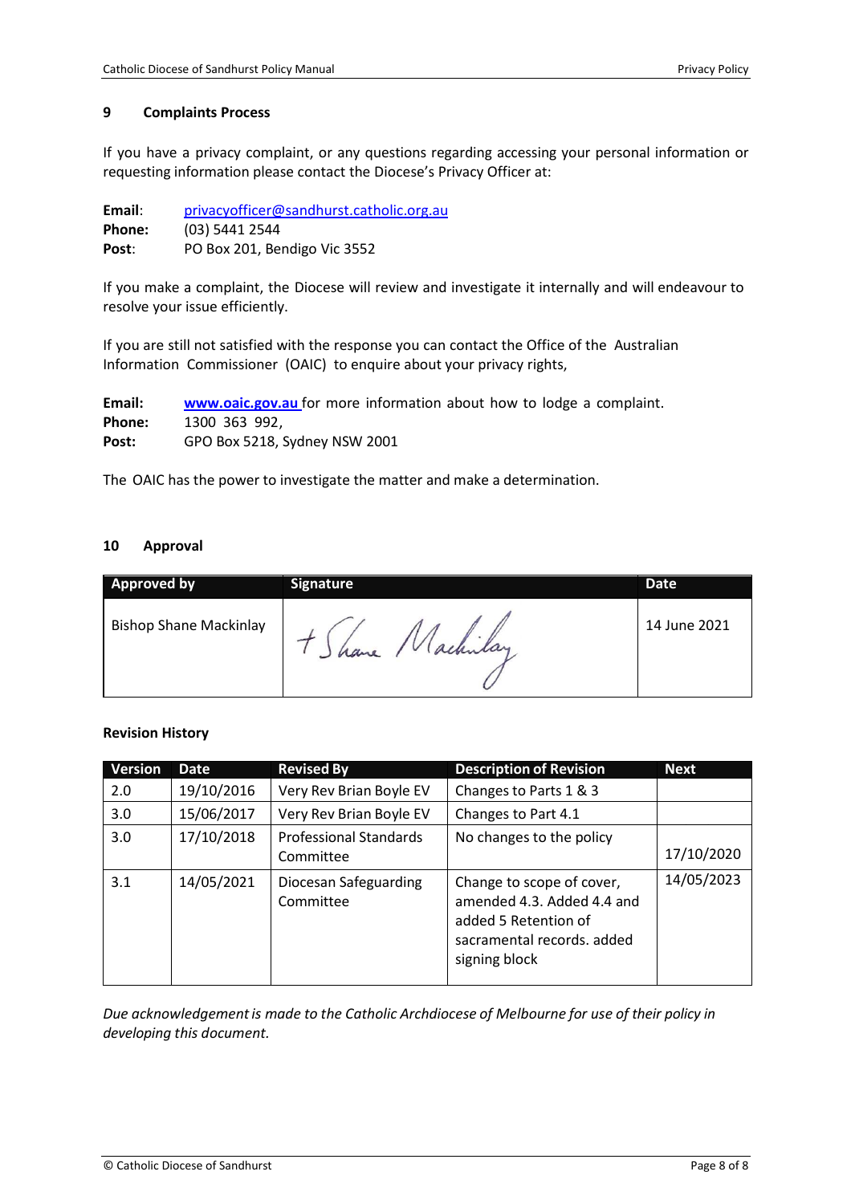## 9 Complaints Process

If you have a privacy complaint, or any questions regarding accessing your personal information or requesting information please contact the Diocese's Privacy Officer at:

**Email**: privacyofficer@sandhurst.catholic.org.au
**Phone:** (03) 5441 2544
**Post**: PO Box 201, Bendigo Vic 3552

If you make a complaint, the Diocese will review and investigate it internally and will endeavour to resolve your issue efficiently.

If you are still not satisfied with the response you can contact the Office of the Australian Information Commissioner (OAIC) to enquire about your privacy rights,

**Email:** **www.oaic.gov.au** for more information about how to lodge a complaint.
**Phone:** 1300 363 992,
**Post:** GPO Box 5218, Sydney NSW 2001

The OAIC has the power to investigate the matter and make a determination.

## 10 Approval

| Approved by | Signature | Date |
| --- | --- | --- |
| Bishop Shane Mackinlay | + Shane Mackinlay | 14 June 2021 |

**Revision History**

| Version | Date | Revised By | Description of Revision | Next |
| --- | --- | --- | --- | --- |
| 2.0 | 19/10/2016 | Very Rev Brian Boyle EV | Changes to Parts 1 & 3 | |
| 3.0 | 15/06/2017 | Very Rev Brian Boyle EV | Changes to Part 4.1 | |
| 3.0 | 17/10/2018 | Professional Standards Committee | No changes to the policy | 17/10/2020 |
| 3.1 | 14/05/2021 | Diocesan Safeguarding Committee | Change to scope of cover, amended 4.3. Added 4.4 and added 5 Retention of sacramental records. added signing block | 14/05/2023 |

*Due acknowledgement is made to the Catholic Archdiocese of Melbourne for use of their policy in developing this document.*